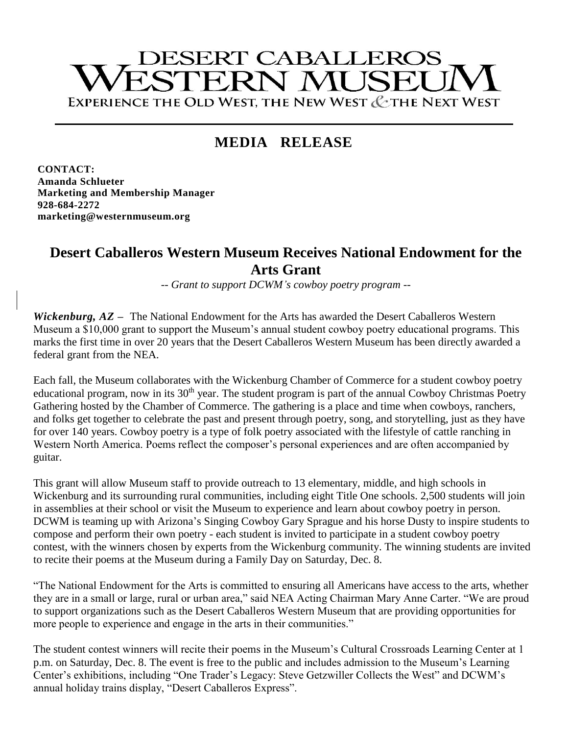# DESERT CABALLEROS WESTERN MUSEUM

EXPERIENCE THE OLD WEST, THE NEW WEST & THE NEXT WEST

## MEDIA RELEASE

**CONTACT:**
**Amanda Schlueter**
**Marketing and Membership Manager**
**928-684-2272**
**marketing@westernmuseum.org**

## Desert Caballeros Western Museum Receives National Endowment for the Arts Grant

*-- Grant to support DCWM's cowboy poetry program --*

***Wickenburg, AZ*** **–** The National Endowment for the Arts has awarded the Desert Caballeros Western Museum a $10,000 grant to support the Museum's annual student cowboy poetry educational programs. This marks the first time in over 20 years that the Desert Caballeros Western Museum has been directly awarded a federal grant from the NEA.

Each fall, the Museum collaborates with the Wickenburg Chamber of Commerce for a student cowboy poetry educational program, now in its 30th year. The student program is part of the annual Cowboy Christmas Poetry Gathering hosted by the Chamber of Commerce. The gathering is a place and time when cowboys, ranchers, and folks get together to celebrate the past and present through poetry, song, and storytelling, just as they have for over 140 years. Cowboy poetry is a type of folk poetry associated with the lifestyle of cattle ranching in Western North America. Poems reflect the composer's personal experiences and are often accompanied by guitar.

This grant will allow Museum staff to provide outreach to 13 elementary, middle, and high schools in Wickenburg and its surrounding rural communities, including eight Title One schools. 2,500 students will join in assemblies at their school or visit the Museum to experience and learn about cowboy poetry in person. DCWM is teaming up with Arizona's Singing Cowboy Gary Sprague and his horse Dusty to inspire students to compose and perform their own poetry - each student is invited to participate in a student cowboy poetry contest, with the winners chosen by experts from the Wickenburg community. The winning students are invited to recite their poems at the Museum during a Family Day on Saturday, Dec. 8.

"The National Endowment for the Arts is committed to ensuring all Americans have access to the arts, whether they are in a small or large, rural or urban area," said NEA Acting Chairman Mary Anne Carter. "We are proud to support organizations such as the Desert Caballeros Western Museum that are providing opportunities for more people to experience and engage in the arts in their communities."

The student contest winners will recite their poems in the Museum's Cultural Crossroads Learning Center at 1 p.m. on Saturday, Dec. 8. The event is free to the public and includes admission to the Museum's Learning Center's exhibitions, including "One Trader's Legacy: Steve Getzwiller Collects the West" and DCWM's annual holiday trains display, "Desert Caballeros Express".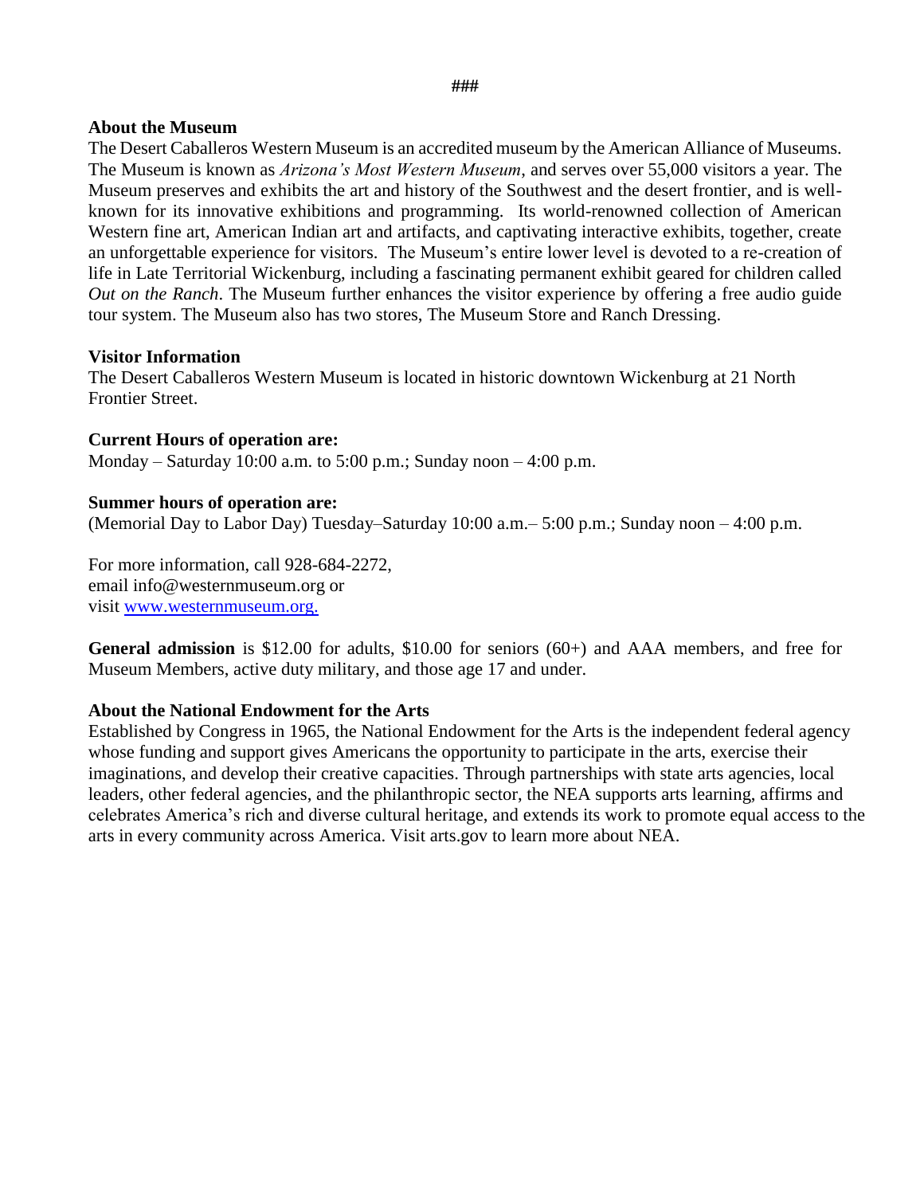###

**About the Museum**

The Desert Caballeros Western Museum is an accredited museum by the American Alliance of Museums. The Museum is known as *Arizona's Most Western Museum*, and serves over 55,000 visitors a year. The Museum preserves and exhibits the art and history of the Southwest and the desert frontier, and is well-known for its innovative exhibitions and programming. Its world-renowned collection of American Western fine art, American Indian art and artifacts, and captivating interactive exhibits, together, create an unforgettable experience for visitors. The Museum's entire lower level is devoted to a re-creation of life in Late Territorial Wickenburg, including a fascinating permanent exhibit geared for children called *Out on the Ranch*. The Museum further enhances the visitor experience by offering a free audio guide tour system. The Museum also has two stores, The Museum Store and Ranch Dressing.

**Visitor Information**

The Desert Caballeros Western Museum is located in historic downtown Wickenburg at 21 North Frontier Street.

**Current Hours of operation are:**

Monday – Saturday 10:00 a.m. to 5:00 p.m.; Sunday noon – 4:00 p.m.

**Summer hours of operation are:**

(Memorial Day to Labor Day) Tuesday–Saturday 10:00 a.m.– 5:00 p.m.; Sunday noon – 4:00 p.m.

For more information, call 928-684-2272,
email info@westernmuseum.org or
visit [www.westernmuseum.org.](http://www.westernmuseum.org)

**General admission** is $12.00 for adults, $10.00 for seniors (60+) and AAA members, and free for Museum Members, active duty military, and those age 17 and under.

**About the National Endowment for the Arts**

Established by Congress in 1965, the National Endowment for the Arts is the independent federal agency whose funding and support gives Americans the opportunity to participate in the arts, exercise their imaginations, and develop their creative capacities. Through partnerships with state arts agencies, local leaders, other federal agencies, and the philanthropic sector, the NEA supports arts learning, affirms and celebrates America's rich and diverse cultural heritage, and extends its work to promote equal access to the arts in every community across America. Visit arts.gov to learn more about NEA.